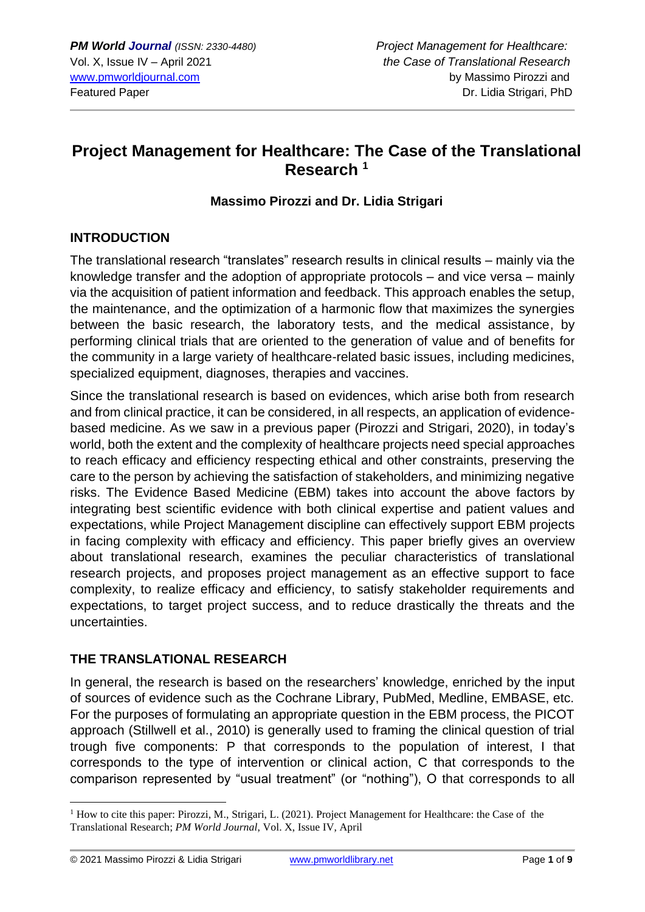# Project Management for Healthcare: The Case of the Translational Research [1]

**Massimo Pirozzi and Dr. Lidia Strigari**

## INTRODUCTION

The translational research "translates" research results in clinical results – mainly via the knowledge transfer and the adoption of appropriate protocols – and vice versa – mainly via the acquisition of patient information and feedback. This approach enables the setup, the maintenance, and the optimization of a harmonic flow that maximizes the synergies between the basic research, the laboratory tests, and the medical assistance, by performing clinical trials that are oriented to the generation of value and of benefits for the community in a large variety of healthcare-related basic issues, including medicines, specialized equipment, diagnoses, therapies and vaccines.

Since the translational research is based on evidences, which arise both from research and from clinical practice, it can be considered, in all respects, an application of evidence-based medicine. As we saw in a previous paper (Pirozzi and Strigari, 2020), in today's world, both the extent and the complexity of healthcare projects need special approaches to reach efficacy and efficiency respecting ethical and other constraints, preserving the care to the person by achieving the satisfaction of stakeholders, and minimizing negative risks. The Evidence Based Medicine (EBM) takes into account the above factors by integrating best scientific evidence with both clinical expertise and patient values and expectations, while Project Management discipline can effectively support EBM projects in facing complexity with efficacy and efficiency. This paper briefly gives an overview about translational research, examines the peculiar characteristics of translational research projects, and proposes project management as an effective support to face complexity, to realize efficacy and efficiency, to satisfy stakeholder requirements and expectations, to target project success, and to reduce drastically the threats and the uncertainties.

## THE TRANSLATIONAL RESEARCH

In general, the research is based on the researchers' knowledge, enriched by the input of sources of evidence such as the Cochrane Library, PubMed, Medline, EMBASE, etc. For the purposes of formulating an appropriate question in the EBM process, the PICOT approach (Stillwell et al., 2010) is generally used to framing the clinical question of trial trough five components: P that corresponds to the population of interest, I that corresponds to the type of intervention or clinical action, C that corresponds to the comparison represented by "usual treatment" (or "nothing"), O that corresponds to all

---

[1] How to cite this paper: Pirozzi, M., Strigari, L. (2021). Project Management for Healthcare: the Case of the Translational Research; *PM World Journal*, Vol. X, Issue IV, April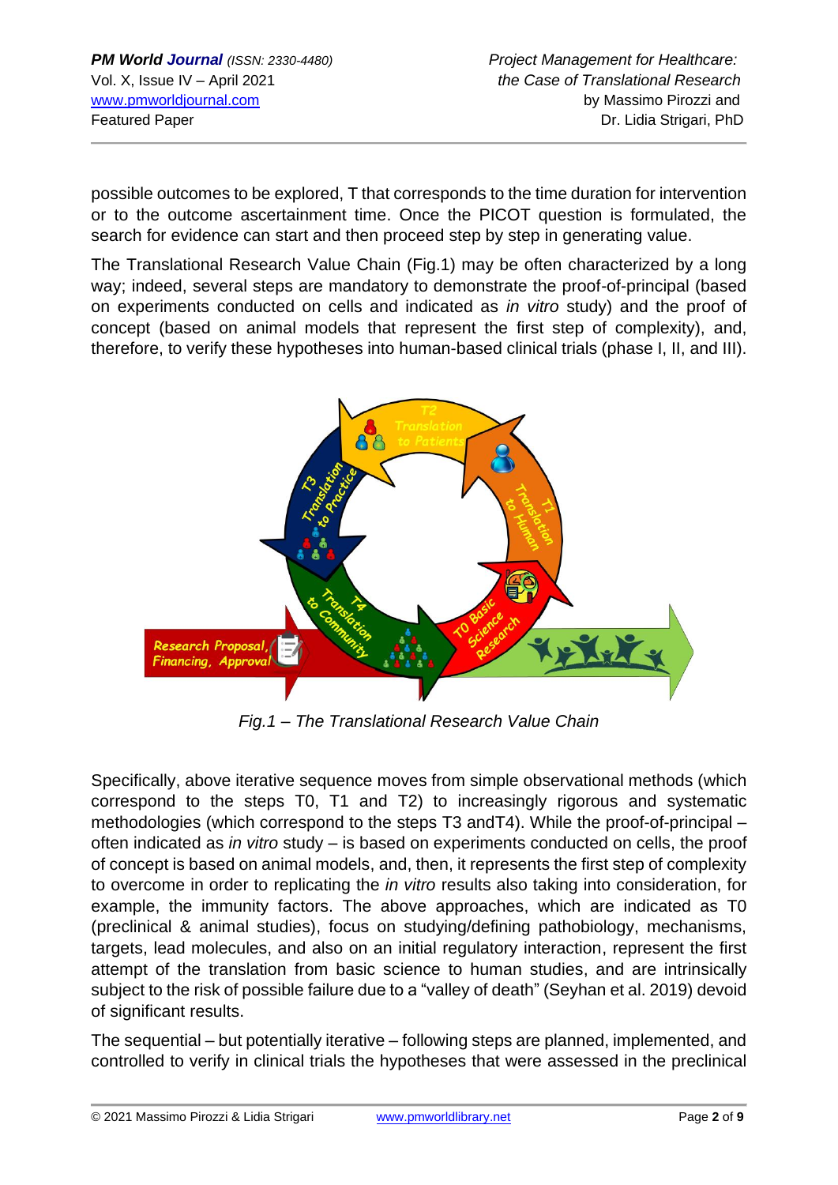possible outcomes to be explored, T that corresponds to the time duration for intervention or to the outcome ascertainment time. Once the PICOT question is formulated, the search for evidence can start and then proceed step by step in generating value.

The Translational Research Value Chain (Fig.1) may be often characterized by a long way; indeed, several steps are mandatory to demonstrate the proof-of-principal (based on experiments conducted on cells and indicated as *in vitro* study) and the proof of concept (based on animal models that represent the first step of complexity), and, therefore, to verify these hypotheses into human-based clinical trials (phase I, II, and III).

*Fig.1 – The Translational Research Value Chain*

Specifically, above iterative sequence moves from simple observational methods (which correspond to the steps T0, T1 and T2) to increasingly rigorous and systematic methodologies (which correspond to the steps T3 andT4). While the proof-of-principal – often indicated as *in vitro* study – is based on experiments conducted on cells, the proof of concept is based on animal models, and, then, it represents the first step of complexity to overcome in order to replicating the *in vitro* results also taking into consideration, for example, the immunity factors. The above approaches, which are indicated as T0 (preclinical & animal studies), focus on studying/defining pathobiology, mechanisms, targets, lead molecules, and also on an initial regulatory interaction, represent the first attempt of the translation from basic science to human studies, and are intrinsically subject to the risk of possible failure due to a "valley of death" (Seyhan et al. 2019) devoid of significant results.

The sequential – but potentially iterative – following steps are planned, implemented, and controlled to verify in clinical trials the hypotheses that were assessed in the preclinical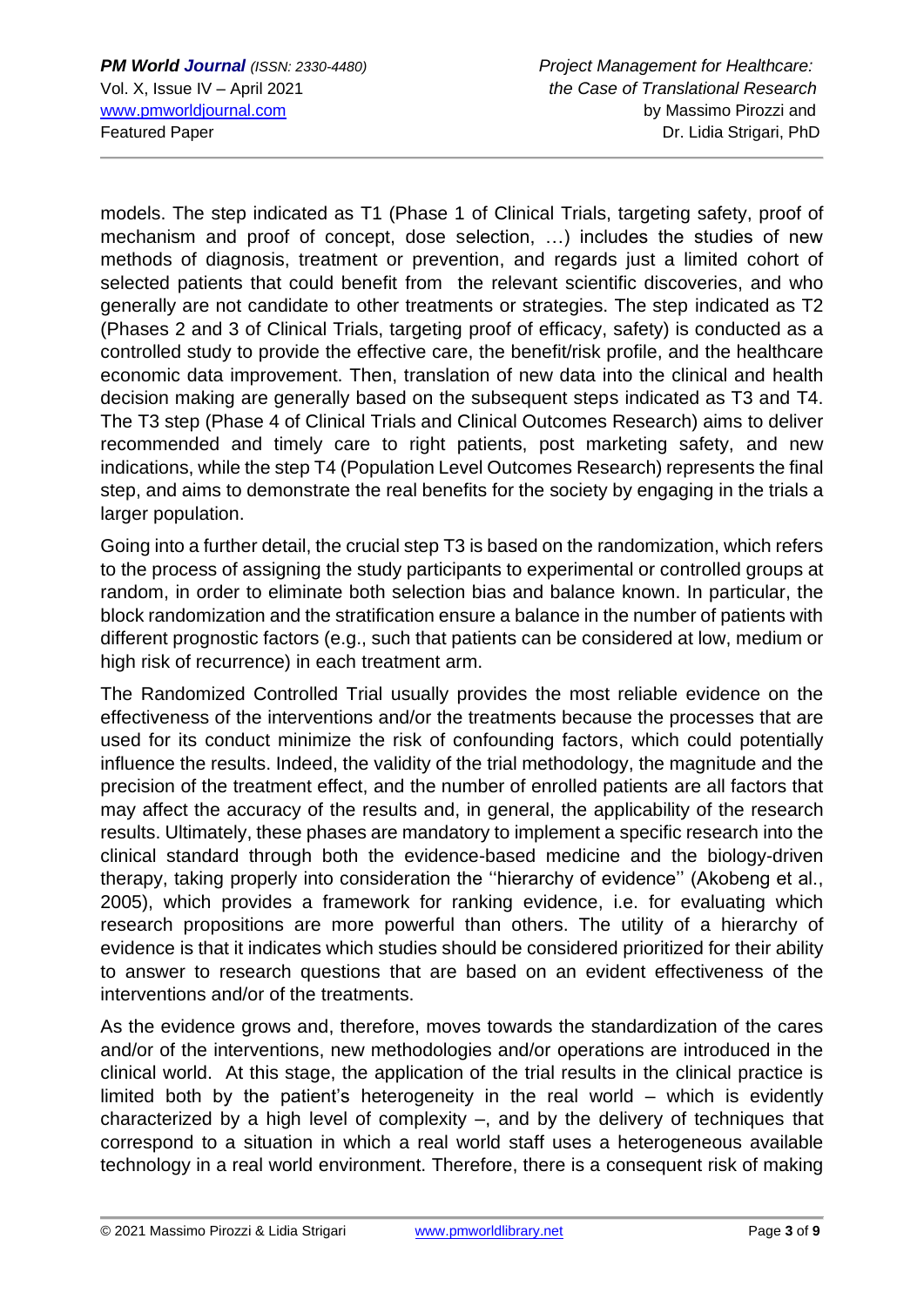models. The step indicated as T1 (Phase 1 of Clinical Trials, targeting safety, proof of mechanism and proof of concept, dose selection, …) includes the studies of new methods of diagnosis, treatment or prevention, and regards just a limited cohort of selected patients that could benefit from the relevant scientific discoveries, and who generally are not candidate to other treatments or strategies. The step indicated as T2 (Phases 2 and 3 of Clinical Trials, targeting proof of efficacy, safety) is conducted as a controlled study to provide the effective care, the benefit/risk profile, and the healthcare economic data improvement. Then, translation of new data into the clinical and health decision making are generally based on the subsequent steps indicated as T3 and T4. The T3 step (Phase 4 of Clinical Trials and Clinical Outcomes Research) aims to deliver recommended and timely care to right patients, post marketing safety, and new indications, while the step T4 (Population Level Outcomes Research) represents the final step, and aims to demonstrate the real benefits for the society by engaging in the trials a larger population.

Going into a further detail, the crucial step T3 is based on the randomization, which refers to the process of assigning the study participants to experimental or controlled groups at random, in order to eliminate both selection bias and balance known. In particular, the block randomization and the stratification ensure a balance in the number of patients with different prognostic factors (e.g., such that patients can be considered at low, medium or high risk of recurrence) in each treatment arm.

The Randomized Controlled Trial usually provides the most reliable evidence on the effectiveness of the interventions and/or the treatments because the processes that are used for its conduct minimize the risk of confounding factors, which could potentially influence the results. Indeed, the validity of the trial methodology, the magnitude and the precision of the treatment effect, and the number of enrolled patients are all factors that may affect the accuracy of the results and, in general, the applicability of the research results. Ultimately, these phases are mandatory to implement a specific research into the clinical standard through both the evidence-based medicine and the biology-driven therapy, taking properly into consideration the ''hierarchy of evidence'' (Akobeng et al., 2005), which provides a framework for ranking evidence, i.e. for evaluating which research propositions are more powerful than others. The utility of a hierarchy of evidence is that it indicates which studies should be considered prioritized for their ability to answer to research questions that are based on an evident effectiveness of the interventions and/or of the treatments.

As the evidence grows and, therefore, moves towards the standardization of the cares and/or of the interventions, new methodologies and/or operations are introduced in the clinical world. At this stage, the application of the trial results in the clinical practice is limited both by the patient's heterogeneity in the real world – which is evidently characterized by a high level of complexity –, and by the delivery of techniques that correspond to a situation in which a real world staff uses a heterogeneous available technology in a real world environment. Therefore, there is a consequent risk of making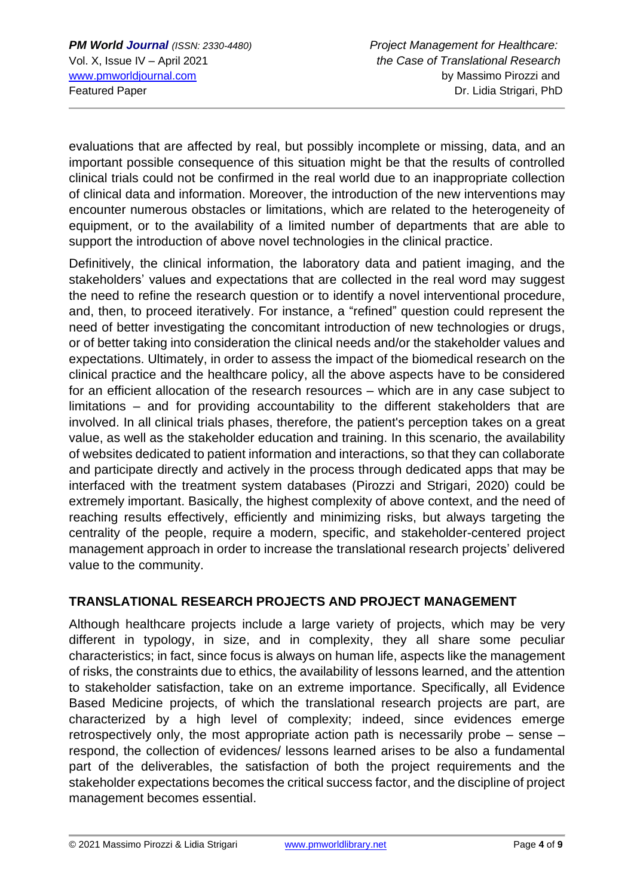evaluations that are affected by real, but possibly incomplete or missing, data, and an important possible consequence of this situation might be that the results of controlled clinical trials could not be confirmed in the real world due to an inappropriate collection of clinical data and information. Moreover, the introduction of the new interventions may encounter numerous obstacles or limitations, which are related to the heterogeneity of equipment, or to the availability of a limited number of departments that are able to support the introduction of above novel technologies in the clinical practice.

Definitively, the clinical information, the laboratory data and patient imaging, and the stakeholders' values and expectations that are collected in the real word may suggest the need to refine the research question or to identify a novel interventional procedure, and, then, to proceed iteratively. For instance, a "refined" question could represent the need of better investigating the concomitant introduction of new technologies or drugs, or of better taking into consideration the clinical needs and/or the stakeholder values and expectations. Ultimately, in order to assess the impact of the biomedical research on the clinical practice and the healthcare policy, all the above aspects have to be considered for an efficient allocation of the research resources – which are in any case subject to limitations – and for providing accountability to the different stakeholders that are involved. In all clinical trials phases, therefore, the patient's perception takes on a great value, as well as the stakeholder education and training. In this scenario, the availability of websites dedicated to patient information and interactions, so that they can collaborate and participate directly and actively in the process through dedicated apps that may be interfaced with the treatment system databases (Pirozzi and Strigari, 2020) could be extremely important. Basically, the highest complexity of above context, and the need of reaching results effectively, efficiently and minimizing risks, but always targeting the centrality of the people, require a modern, specific, and stakeholder-centered project management approach in order to increase the translational research projects' delivered value to the community.

## TRANSLATIONAL RESEARCH PROJECTS AND PROJECT MANAGEMENT

Although healthcare projects include a large variety of projects, which may be very different in typology, in size, and in complexity, they all share some peculiar characteristics; in fact, since focus is always on human life, aspects like the management of risks, the constraints due to ethics, the availability of lessons learned, and the attention to stakeholder satisfaction, take on an extreme importance. Specifically, all Evidence Based Medicine projects, of which the translational research projects are part, are characterized by a high level of complexity; indeed, since evidences emerge retrospectively only, the most appropriate action path is necessarily probe – sense – respond, the collection of evidences/ lessons learned arises to be also a fundamental part of the deliverables, the satisfaction of both the project requirements and the stakeholder expectations becomes the critical success factor, and the discipline of project management becomes essential.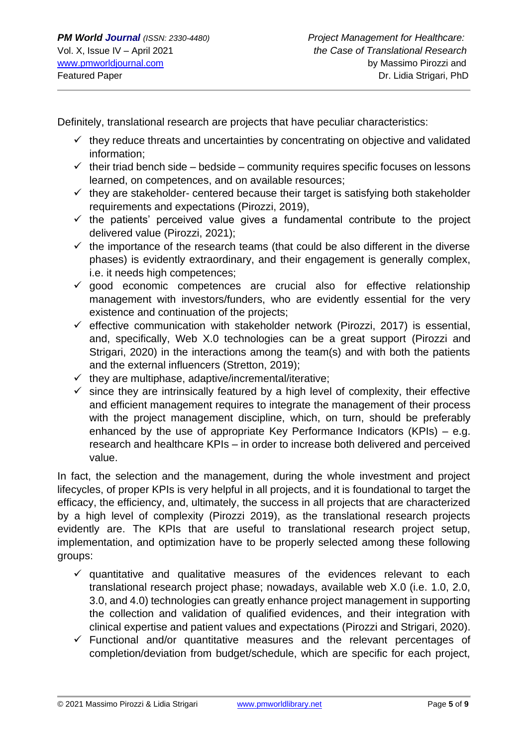Definitely, translational research are projects that have peculiar characteristics:

- ✓ they reduce threats and uncertainties by concentrating on objective and validated information;
- ✓ their triad bench side – bedside – community requires specific focuses on lessons learned, on competences, and on available resources;
- ✓ they are stakeholder- centered because their target is satisfying both stakeholder requirements and expectations (Pirozzi, 2019),
- ✓ the patients' perceived value gives a fundamental contribute to the project delivered value (Pirozzi, 2021);
- ✓ the importance of the research teams (that could be also different in the diverse phases) is evidently extraordinary, and their engagement is generally complex, i.e. it needs high competences;
- ✓ good economic competences are crucial also for effective relationship management with investors/funders, who are evidently essential for the very existence and continuation of the projects;
- ✓ effective communication with stakeholder network (Pirozzi, 2017) is essential, and, specifically, Web X.0 technologies can be a great support (Pirozzi and Strigari, 2020) in the interactions among the team(s) and with both the patients and the external influencers (Stretton, 2019);
- ✓ they are multiphase, adaptive/incremental/iterative;
- ✓ since they are intrinsically featured by a high level of complexity, their effective and efficient management requires to integrate the management of their process with the project management discipline, which, on turn, should be preferably enhanced by the use of appropriate Key Performance Indicators (KPIs) – e.g. research and healthcare KPIs – in order to increase both delivered and perceived value.

In fact, the selection and the management, during the whole investment and project lifecycles, of proper KPIs is very helpful in all projects, and it is foundational to target the efficacy, the efficiency, and, ultimately, the success in all projects that are characterized by a high level of complexity (Pirozzi 2019), as the translational research projects evidently are. The KPIs that are useful to translational research project setup, implementation, and optimization have to be properly selected among these following groups:

- ✓ quantitative and qualitative measures of the evidences relevant to each translational research project phase; nowadays, available web X.0 (i.e. 1.0, 2.0, 3.0, and 4.0) technologies can greatly enhance project management in supporting the collection and validation of qualified evidences, and their integration with clinical expertise and patient values and expectations (Pirozzi and Strigari, 2020).
- ✓ Functional and/or quantitative measures and the relevant percentages of completion/deviation from budget/schedule, which are specific for each project,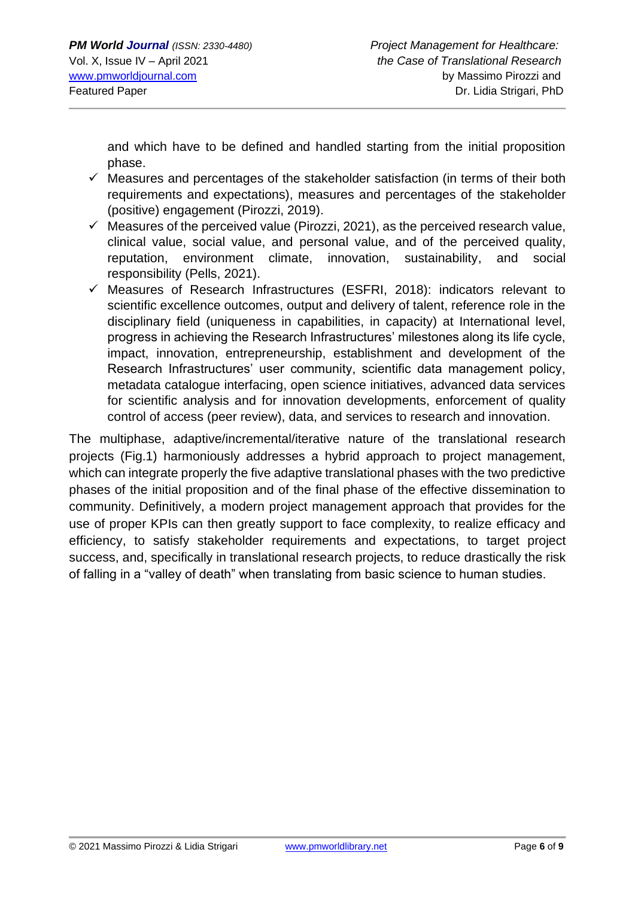and which have to be defined and handled starting from the initial proposition phase.

- ✓ Measures and percentages of the stakeholder satisfaction (in terms of their both requirements and expectations), measures and percentages of the stakeholder (positive) engagement (Pirozzi, 2019).
- ✓ Measures of the perceived value (Pirozzi, 2021), as the perceived research value, clinical value, social value, and personal value, and of the perceived quality, reputation, environment climate, innovation, sustainability, and social responsibility (Pells, 2021).
- ✓ Measures of Research Infrastructures (ESFRI, 2018): indicators relevant to scientific excellence outcomes, output and delivery of talent, reference role in the disciplinary field (uniqueness in capabilities, in capacity) at International level, progress in achieving the Research Infrastructures' milestones along its life cycle, impact, innovation, entrepreneurship, establishment and development of the Research Infrastructures' user community, scientific data management policy, metadata catalogue interfacing, open science initiatives, advanced data services for scientific analysis and for innovation developments, enforcement of quality control of access (peer review), data, and services to research and innovation.

The multiphase, adaptive/incremental/iterative nature of the translational research projects (Fig.1) harmoniously addresses a hybrid approach to project management, which can integrate properly the five adaptive translational phases with the two predictive phases of the initial proposition and of the final phase of the effective dissemination to community. Definitively, a modern project management approach that provides for the use of proper KPIs can then greatly support to face complexity, to realize efficacy and efficiency, to satisfy stakeholder requirements and expectations, to target project success, and, specifically in translational research projects, to reduce drastically the risk of falling in a "valley of death" when translating from basic science to human studies.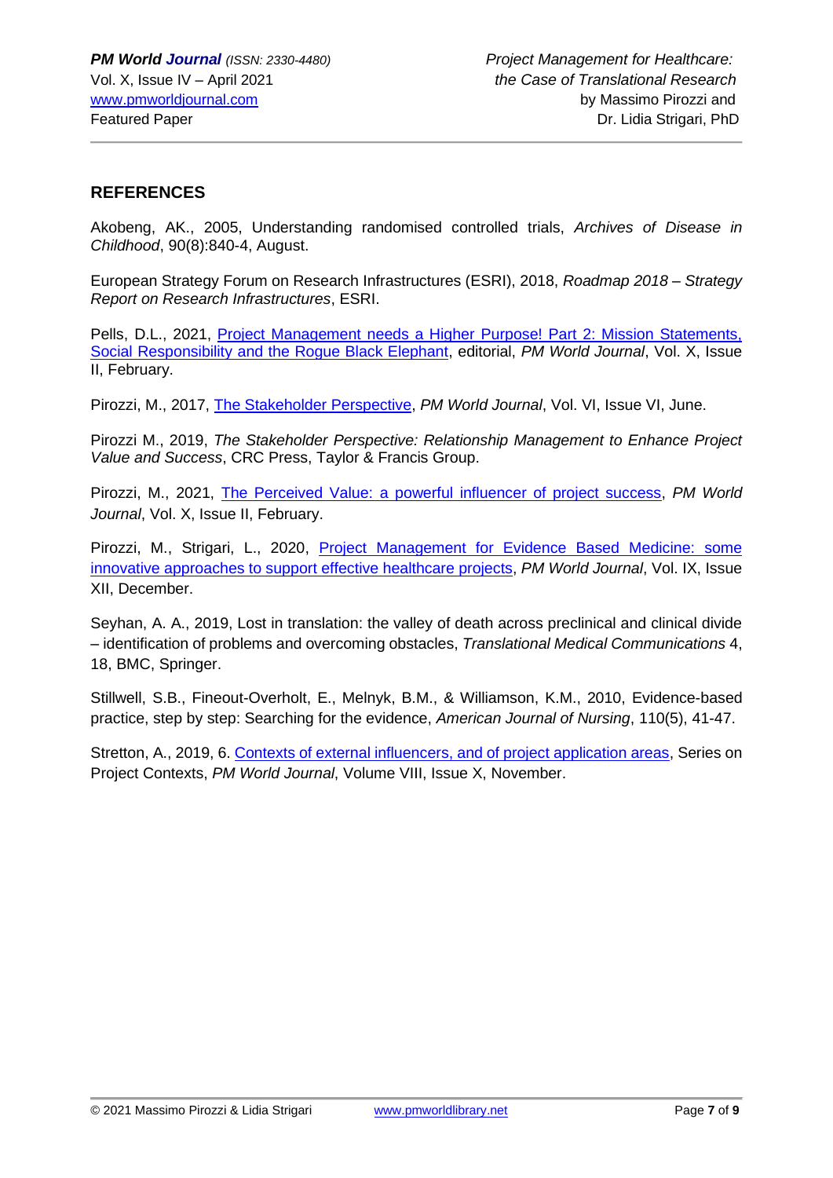## REFERENCES

Akobeng, AK., 2005, Understanding randomised controlled trials, *Archives of Disease in Childhood*, 90(8):840-4, August.

European Strategy Forum on Research Infrastructures (ESRI), 2018, *Roadmap 2018 – Strategy Report on Research Infrastructures*, ESRI.

Pells, D.L., 2021, Project Management needs a Higher Purpose! Part 2: Mission Statements, Social Responsibility and the Rogue Black Elephant, editorial, *PM World Journal*, Vol. X, Issue II, February.

Pirozzi, M., 2017, The Stakeholder Perspective, *PM World Journal*, Vol. VI, Issue VI, June.

Pirozzi M., 2019, *The Stakeholder Perspective: Relationship Management to Enhance Project Value and Success*, CRC Press, Taylor & Francis Group.

Pirozzi, M., 2021, The Perceived Value: a powerful influencer of project success, *PM World Journal*, Vol. X, Issue II, February.

Pirozzi, M., Strigari, L., 2020, Project Management for Evidence Based Medicine: some innovative approaches to support effective healthcare projects, *PM World Journal*, Vol. IX, Issue XII, December.

Seyhan, A. A., 2019, Lost in translation: the valley of death across preclinical and clinical divide – identification of problems and overcoming obstacles, *Translational Medical Communications* 4, 18, BMC, Springer.

Stillwell, S.B., Fineout-Overholt, E., Melnyk, B.M., & Williamson, K.M., 2010, Evidence-based practice, step by step: Searching for the evidence, *American Journal of Nursing*, 110(5), 41-47.

Stretton, A., 2019, 6. Contexts of external influencers, and of project application areas, Series on Project Contexts, *PM World Journal*, Volume VIII, Issue X, November.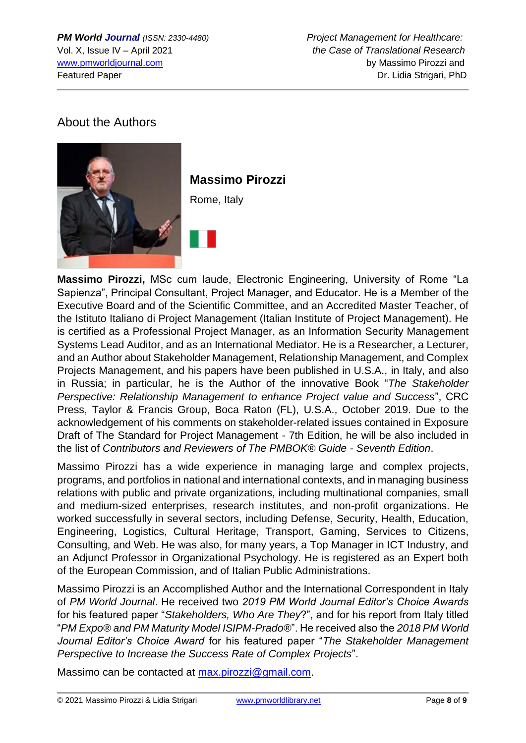## About the Authors

### Massimo Pirozzi

Rome, Italy

**Massimo Pirozzi,** MSc cum laude, Electronic Engineering, University of Rome "La Sapienza", Principal Consultant, Project Manager, and Educator. He is a Member of the Executive Board and of the Scientific Committee, and an Accredited Master Teacher, of the Istituto Italiano di Project Management (Italian Institute of Project Management). He is certified as a Professional Project Manager, as an Information Security Management Systems Lead Auditor, and as an International Mediator. He is a Researcher, a Lecturer, and an Author about Stakeholder Management, Relationship Management, and Complex Projects Management, and his papers have been published in U.S.A., in Italy, and also in Russia; in particular, he is the Author of the innovative Book "*The Stakeholder Perspective: Relationship Management to enhance Project value and Success*", CRC Press, Taylor & Francis Group, Boca Raton (FL), U.S.A., October 2019. Due to the acknowledgement of his comments on stakeholder-related issues contained in Exposure Draft of The Standard for Project Management - 7th Edition, he will be also included in the list of *Contributors and Reviewers of The PMBOK® Guide - Seventh Edition*.

Massimo Pirozzi has a wide experience in managing large and complex projects, programs, and portfolios in national and international contexts, and in managing business relations with public and private organizations, including multinational companies, small and medium-sized enterprises, research institutes, and non-profit organizations. He worked successfully in several sectors, including Defense, Security, Health, Education, Engineering, Logistics, Cultural Heritage, Transport, Gaming, Services to Citizens, Consulting, and Web. He was also, for many years, a Top Manager in ICT Industry, and an Adjunct Professor in Organizational Psychology. He is registered as an Expert both of the European Commission, and of Italian Public Administrations.

Massimo Pirozzi is an Accomplished Author and the International Correspondent in Italy of *PM World Journal*. He received two *2019 PM World Journal Editor's Choice Awards* for his featured paper "*Stakeholders, Who Are They*?", and for his report from Italy titled "*PM Expo® and PM Maturity Model ISIPM-Prado®*". He received also the *2018 PM World Journal Editor's Choice Award* for his featured paper "*The Stakeholder Management Perspective to Increase the Success Rate of Complex Projects*".

Massimo can be contacted at max.pirozzi@gmail.com.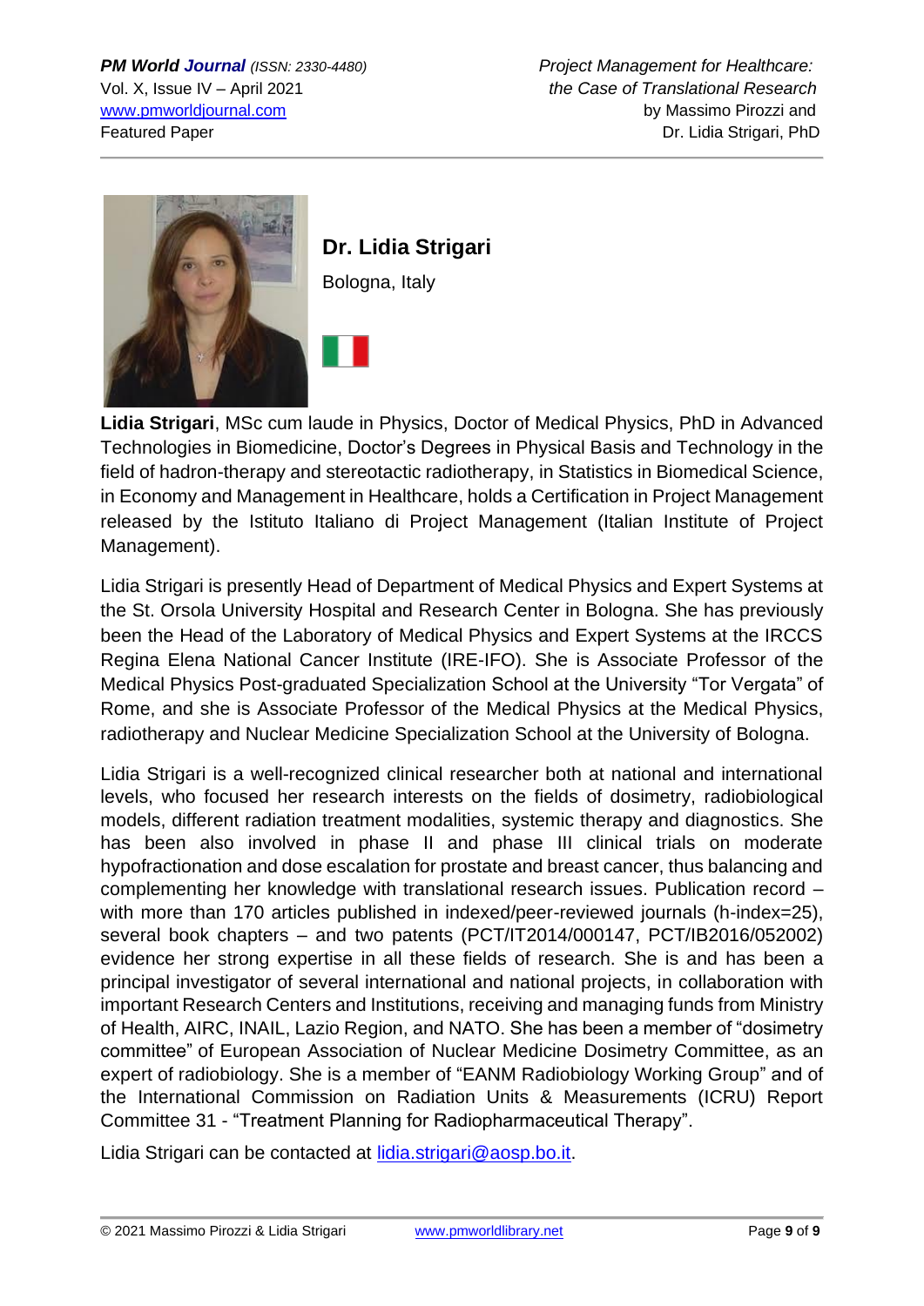## Dr. Lidia Strigari

Bologna, Italy

**Lidia Strigari**, MSc cum laude in Physics, Doctor of Medical Physics, PhD in Advanced Technologies in Biomedicine, Doctor's Degrees in Physical Basis and Technology in the field of hadron-therapy and stereotactic radiotherapy, in Statistics in Biomedical Science, in Economy and Management in Healthcare, holds a Certification in Project Management released by the Istituto Italiano di Project Management (Italian Institute of Project Management).

Lidia Strigari is presently Head of Department of Medical Physics and Expert Systems at the St. Orsola University Hospital and Research Center in Bologna. She has previously been the Head of the Laboratory of Medical Physics and Expert Systems at the IRCCS Regina Elena National Cancer Institute (IRE-IFO). She is Associate Professor of the Medical Physics Post-graduated Specialization School at the University "Tor Vergata" of Rome, and she is Associate Professor of the Medical Physics at the Medical Physics, radiotherapy and Nuclear Medicine Specialization School at the University of Bologna.

Lidia Strigari is a well-recognized clinical researcher both at national and international levels, who focused her research interests on the fields of dosimetry, radiobiological models, different radiation treatment modalities, systemic therapy and diagnostics. She has been also involved in phase II and phase III clinical trials on moderate hypofractionation and dose escalation for prostate and breast cancer, thus balancing and complementing her knowledge with translational research issues. Publication record – with more than 170 articles published in indexed/peer-reviewed journals (h-index=25), several book chapters – and two patents (PCT/IT2014/000147, PCT/IB2016/052002) evidence her strong expertise in all these fields of research. She is and has been a principal investigator of several international and national projects, in collaboration with important Research Centers and Institutions, receiving and managing funds from Ministry of Health, AIRC, INAIL, Lazio Region, and NATO. She has been a member of "dosimetry committee" of European Association of Nuclear Medicine Dosimetry Committee, as an expert of radiobiology. She is a member of "EANM Radiobiology Working Group" and of the International Commission on Radiation Units & Measurements (ICRU) Report Committee 31 - "Treatment Planning for Radiopharmaceutical Therapy".

Lidia Strigari can be contacted at lidia.strigari@aosp.bo.it.